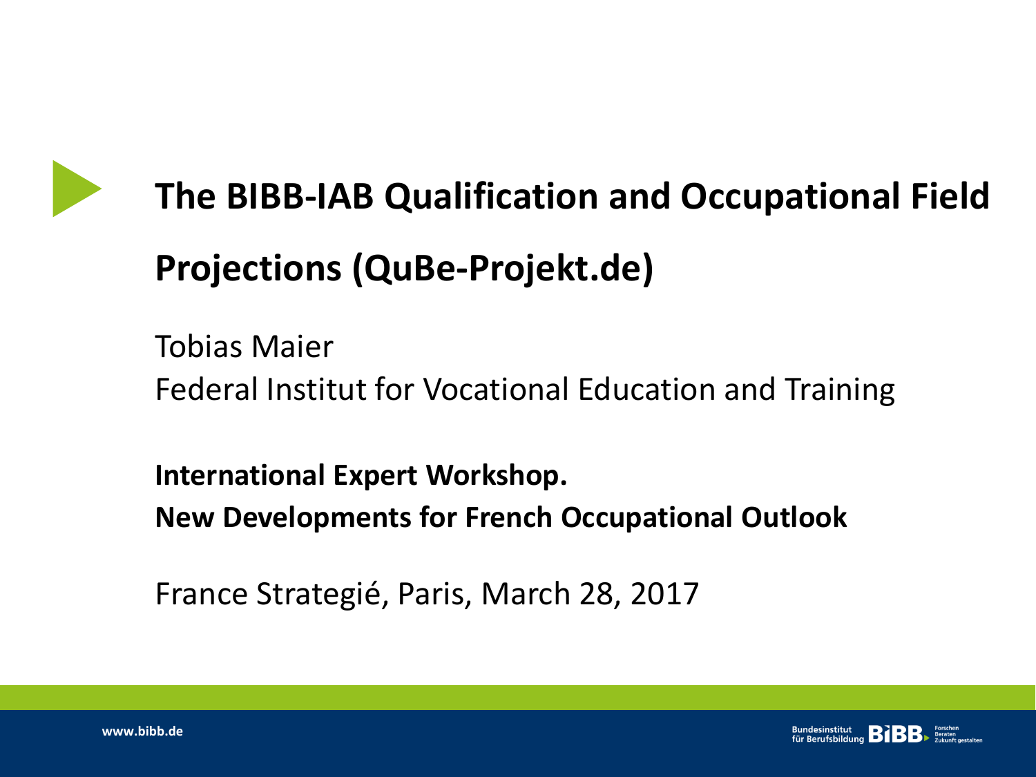# The BIBB-IAB Qualification and Occupational Field Projections (QuBe-Projekt.de)

Tobias Maier

Federal Institut for Vocational Education and Training

**International Expert Workshop.**
**New Developments for French Occupational Outlook**

France Strategié, Paris, March 28, 2017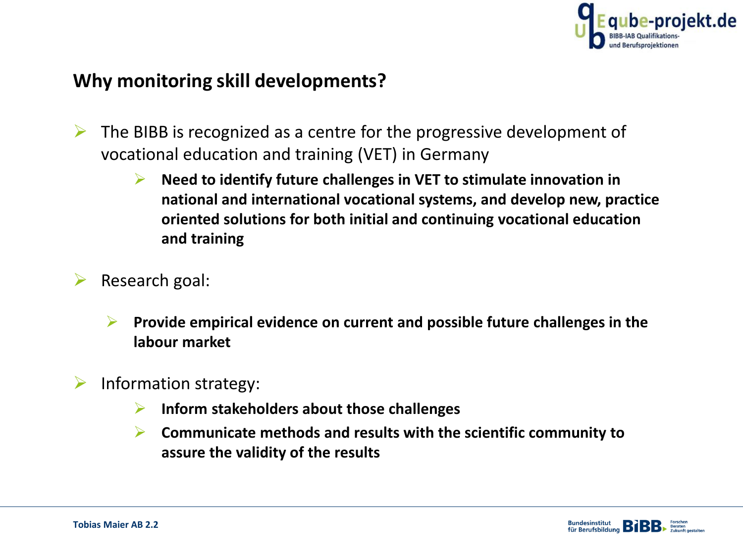## Why monitoring skill developments?

- The BIBB is recognized as a centre for the progressive development of vocational education and training (VET) in Germany
  - **Need to identify future challenges in VET to stimulate innovation in national and international vocational systems, and develop new, practice oriented solutions for both initial and continuing vocational education and training**
- Research goal:
  - **Provide empirical evidence on current and possible future challenges in the labour market**
- Information strategy:
  - **Inform stakeholders about those challenges**
  - **Communicate methods and results with the scientific community to assure the validity of the results**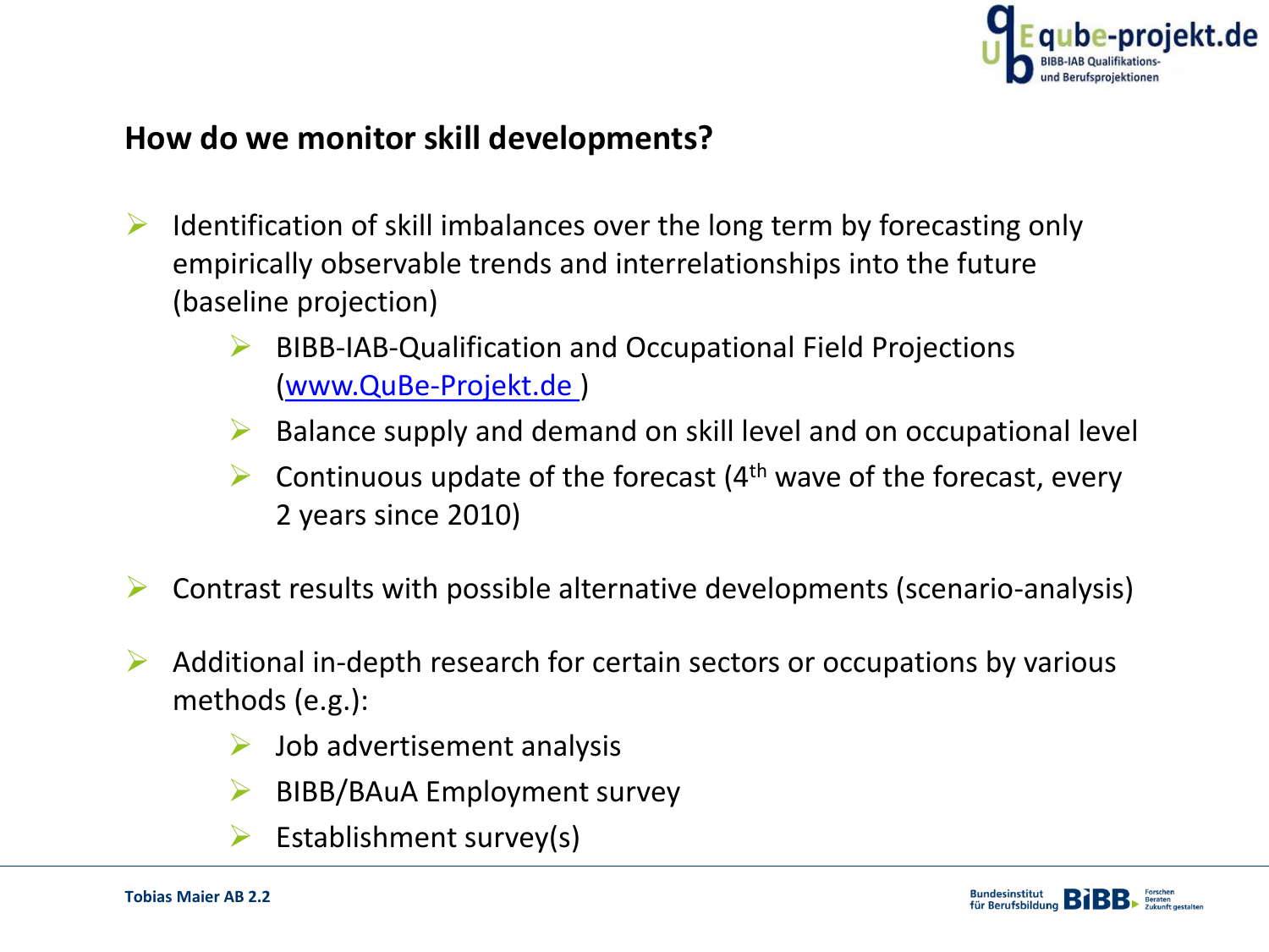## How do we monitor skill developments?

- Identification of skill imbalances over the long term by forecasting only empirically observable trends and interrelationships into the future (baseline projection)
  - BIBB-IAB-Qualification and Occupational Field Projections (www.QuBe-Projekt.de )
  - Balance supply and demand on skill level and on occupational level
  - Continuous update of the forecast (4th wave of the forecast, every 2 years since 2010)
- Contrast results with possible alternative developments (scenario-analysis)
- Additional in-depth research for certain sectors or occupations by various methods (e.g.):
  - Job advertisement analysis
  - BIBB/BAuA Employment survey
  - Establishment survey(s)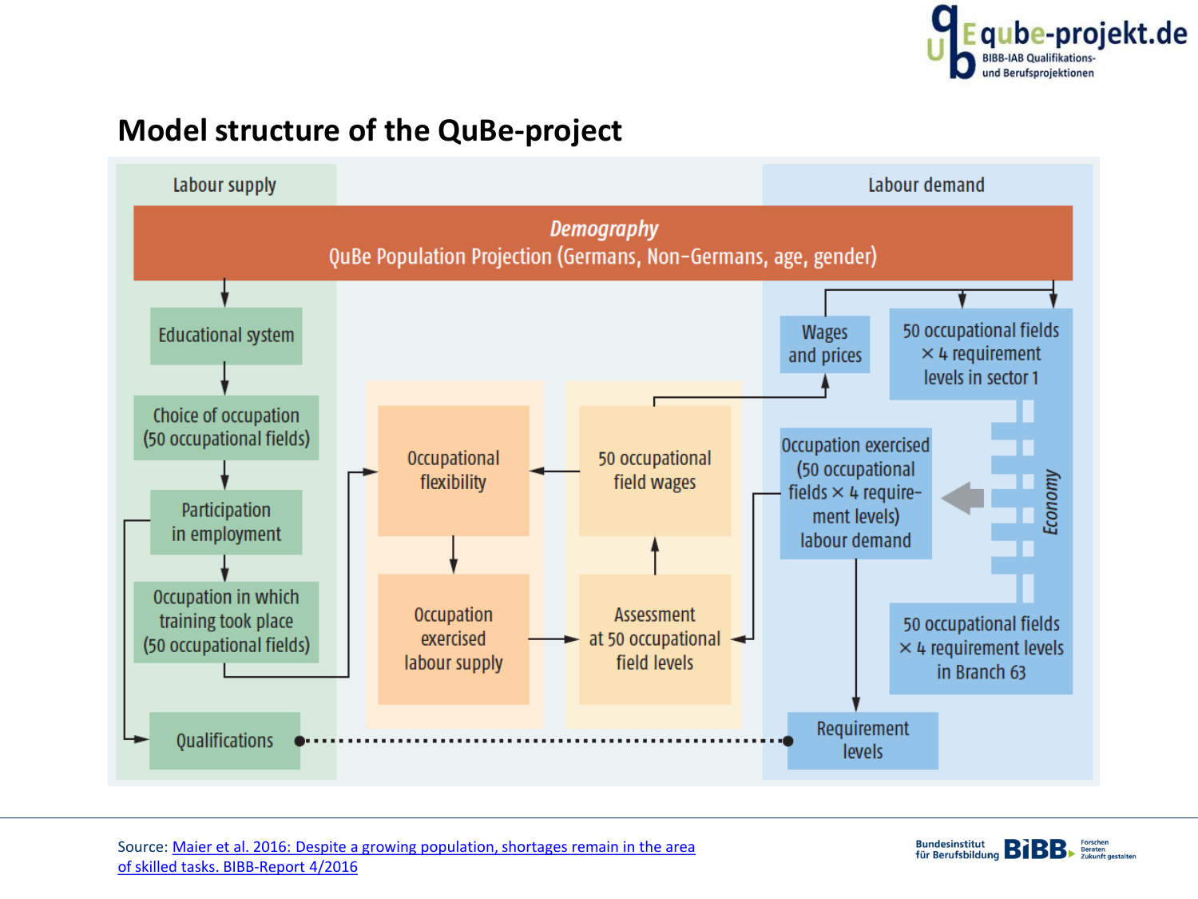# Model structure of the QuBe-project

Labour supply

Labour demand

*Demography*
QuBe Population Projection (Germans, Non-Germans, age, gender)

Educational system

Choice of occupation (50 occupational fields)

Participation in employment

Occupation in which training took place (50 occupational fields)

Qualifications

Occupational flexibility

Occupation exercised labour supply

50 occupational field wages

Assessment at 50 occupational field levels

Wages and prices

50 occupational fields × 4 requirement levels in sector 1

Occupation exercised (50 occupational fields × 4 requirement levels) labour demand

*Economy*

50 occupational fields × 4 requirement levels in Branch 63

Requirement levels

Source: [Maier et al. 2016: Despite a growing population, shortages remain in the area of skilled tasks. BIBB-Report 4/2016]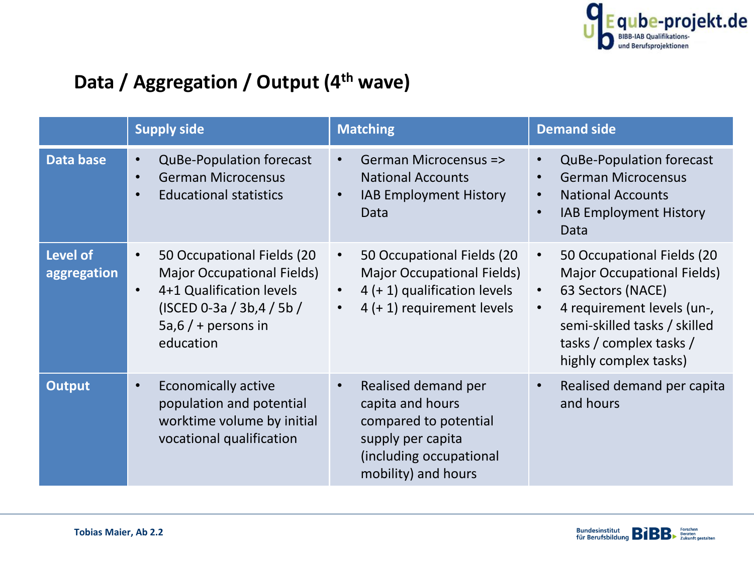## Data / Aggregation / Output (4th wave)

| | Supply side | Matching | Demand side |
|---|---|---|---|
| **Data base** | • QuBe-Population forecast<br>• German Microcensus<br>• Educational statistics | • German Microcensus => National Accounts<br>• IAB Employment History Data | • QuBe-Population forecast<br>• German Microcensus<br>• National Accounts<br>• IAB Employment History Data |
| **Level of aggregation** | • 50 Occupational Fields (20 Major Occupational Fields)<br>• 4+1 Qualification levels (ISCED 0-3a / 3b,4 / 5b / 5a,6 / + persons in education | • 50 Occupational Fields (20 Major Occupational Fields)<br>• 4 (+ 1) qualification levels<br>• 4 (+ 1) requirement levels | • 50 Occupational Fields (20 Major Occupational Fields)<br>• 63 Sectors (NACE)<br>• 4 requirement levels (un-, semi-skilled tasks / skilled tasks / complex tasks / highly complex tasks) |
| **Output** | • Economically active population and potential worktime volume by initial vocational qualification | • Realised demand per capita and hours compared to potential supply per capita (including occupational mobility) and hours | • Realised demand per capita and hours |

Tobias Maier, Ab 2.2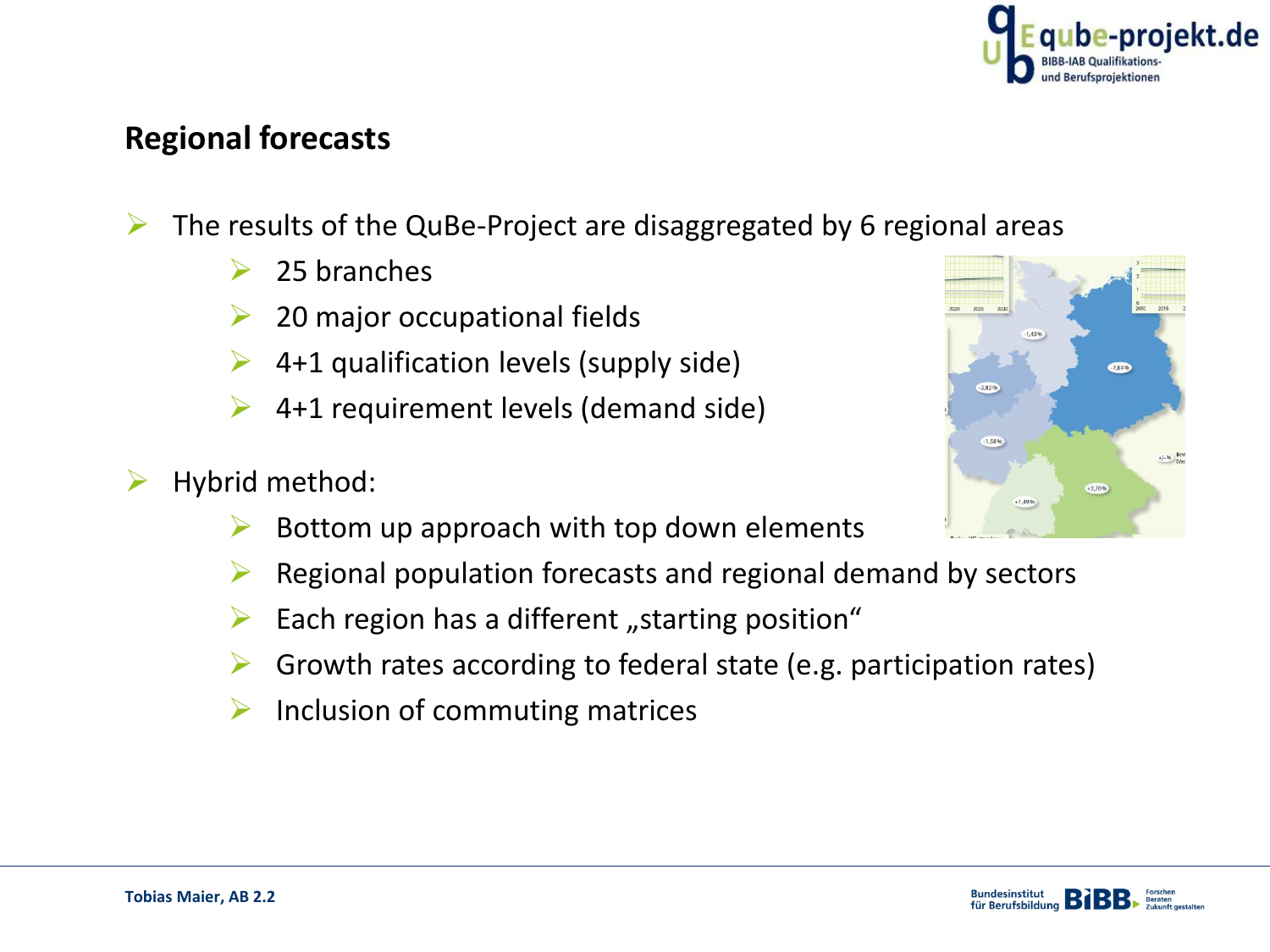## Regional forecasts

- The results of the QuBe-Project are disaggregated by 6 regional areas
  - 25 branches
  - 20 major occupational fields
  - 4+1 qualification levels (supply side)
  - 4+1 requirement levels (demand side)
- Hybrid method:
  - Bottom up approach with top down elements
  - Regional population forecasts and regional demand by sectors
  - Each region has a different „starting position“
  - Growth rates according to federal state (e.g. participation rates)
  - Inclusion of commuting matrices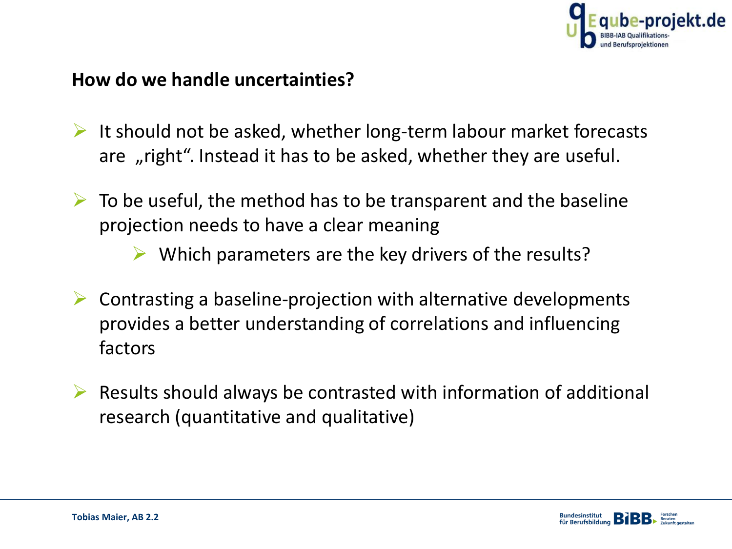## How do we handle uncertainties?

- It should not be asked, whether long-term labour market forecasts are „right“. Instead it has to be asked, whether they are useful.
- To be useful, the method has to be transparent and the baseline projection needs to have a clear meaning
  - Which parameters are the key drivers of the results?
- Contrasting a baseline-projection with alternative developments provides a better understanding of correlations and influencing factors
- Results should always be contrasted with information of additional research (quantitative and qualitative)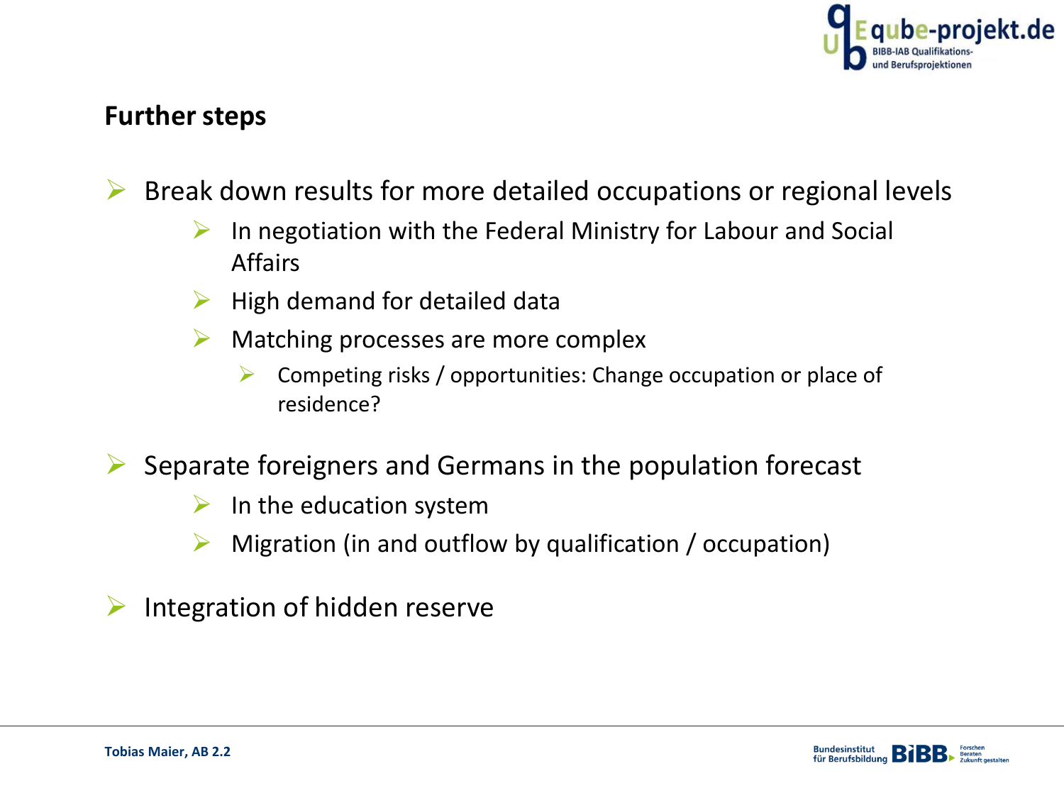## Further steps

- Break down results for more detailed occupations or regional levels
  - In negotiation with the Federal Ministry for Labour and Social Affairs
  - High demand for detailed data
  - Matching processes are more complex
    - Competing risks / opportunities: Change occupation or place of residence?
- Separate foreigners and Germans in the population forecast
  - In the education system
  - Migration (in and outflow by qualification / occupation)
- Integration of hidden reserve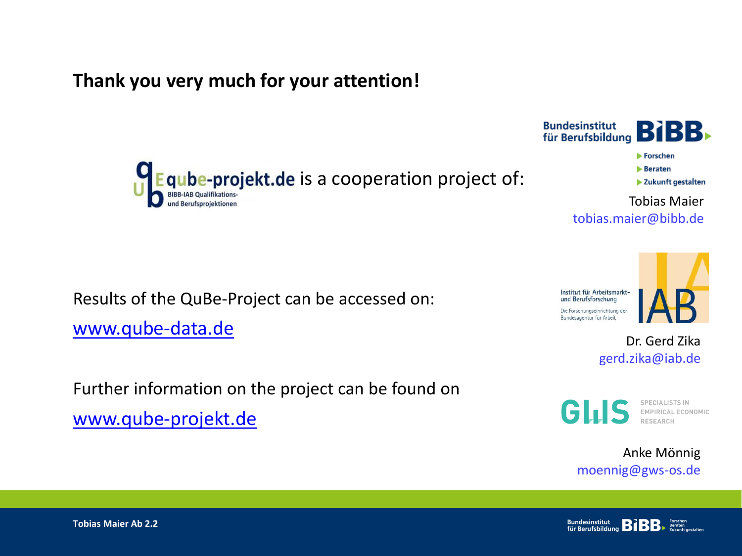**Thank you very much for your attention!**

qube-projekt.de BIBB-IAB Qualifikations- und Berufsprojektionen is a cooperation project of:

Bundesinstitut für Berufsbildung BIBB
Forschen
Beraten
Zukunft gestalten

Tobias Maier
tobias.maier@bibb.de

Institut für Arbeitsmarkt- und Berufsforschung
Die Forschungseinrichtung der Bundesagentur für Arbeit
IAB

Dr. Gerd Zika
gerd.zika@iab.de

GWS SPECIALISTS IN EMPIRICAL ECONOMIC RESEARCH

Anke Mönnig
moennig@gws-os.de

Results of the QuBe-Project can be accessed on:

[www.qube-data.de](http://www.qube-data.de)

Further information on the project can be found on

[www.qube-projekt.de](http://www.qube-projekt.de)